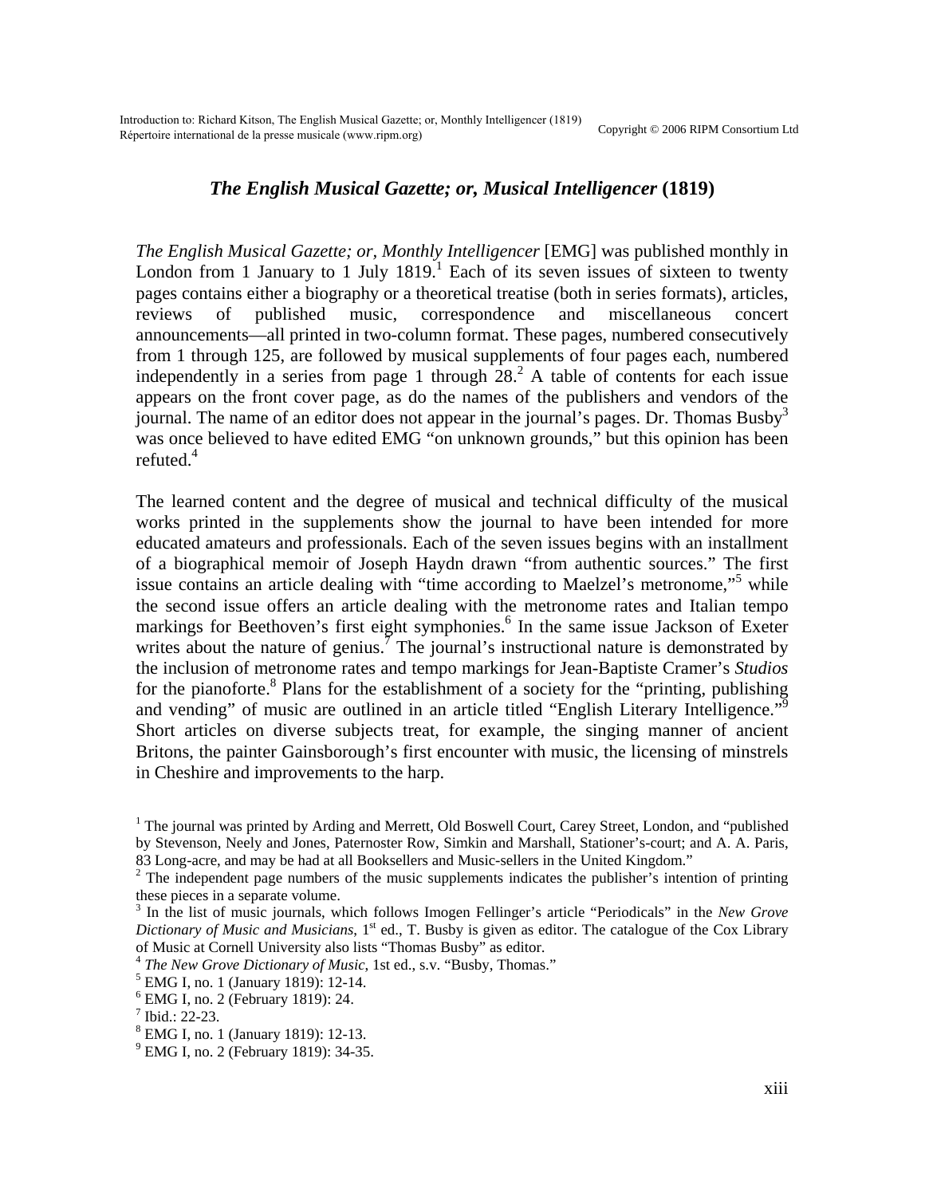## *The English Musical Gazette; or, Musical Intelligencer* (1819)

*The English Musical Gazette; or, Monthly Intelligencer* [EMG] was published monthly in London from 1 January to 1 July 1819.[1] Each of its seven issues of sixteen to twenty pages contains either a biography or a theoretical treatise (both in series formats), articles, reviews of published music, correspondence and miscellaneous concert announcements—all printed in two-column format. These pages, numbered consecutively from 1 through 125, are followed by musical supplements of four pages each, numbered independently in a series from page 1 through 28.[2] A table of contents for each issue appears on the front cover page, as do the names of the publishers and vendors of the journal. The name of an editor does not appear in the journal's pages. Dr. Thomas Busby[3] was once believed to have edited EMG "on unknown grounds," but this opinion has been refuted.[4]

The learned content and the degree of musical and technical difficulty of the musical works printed in the supplements show the journal to have been intended for more educated amateurs and professionals. Each of the seven issues begins with an installment of a biographical memoir of Joseph Haydn drawn "from authentic sources." The first issue contains an article dealing with "time according to Maelzel's metronome,"[5] while the second issue offers an article dealing with the metronome rates and Italian tempo markings for Beethoven's first eight symphonies.[6] In the same issue Jackson of Exeter writes about the nature of genius.[7] The journal's instructional nature is demonstrated by the inclusion of metronome rates and tempo markings for Jean-Baptiste Cramer's *Studios* for the pianoforte.[8] Plans for the establishment of a society for the "printing, publishing and vending" of music are outlined in an article titled "English Literary Intelligence."[9] Short articles on diverse subjects treat, for example, the singing manner of ancient Britons, the painter Gainsborough's first encounter with music, the licensing of minstrels in Cheshire and improvements to the harp.

[1] The journal was printed by Arding and Merrett, Old Boswell Court, Carey Street, London, and "published by Stevenson, Neely and Jones, Paternoster Row, Simkin and Marshall, Stationer's-court; and A. A. Paris, 83 Long-acre, and may be had at all Booksellers and Music-sellers in the United Kingdom."

[2] The independent page numbers of the music supplements indicates the publisher's intention of printing these pieces in a separate volume.

[3] In the list of music journals, which follows Imogen Fellinger's article "Periodicals" in the *New Grove Dictionary of Music and Musicians*, 1st ed., T. Busby is given as editor. The catalogue of the Cox Library of Music at Cornell University also lists "Thomas Busby" as editor.

[4] *The New Grove Dictionary of Music*, 1st ed., s.v. "Busby, Thomas."

[5] EMG I, no. 1 (January 1819): 12-14.

[6] EMG I, no. 2 (February 1819): 24.

[7] Ibid.: 22-23.

[8] EMG I, no. 1 (January 1819): 12-13.

[9] EMG I, no. 2 (February 1819): 34-35.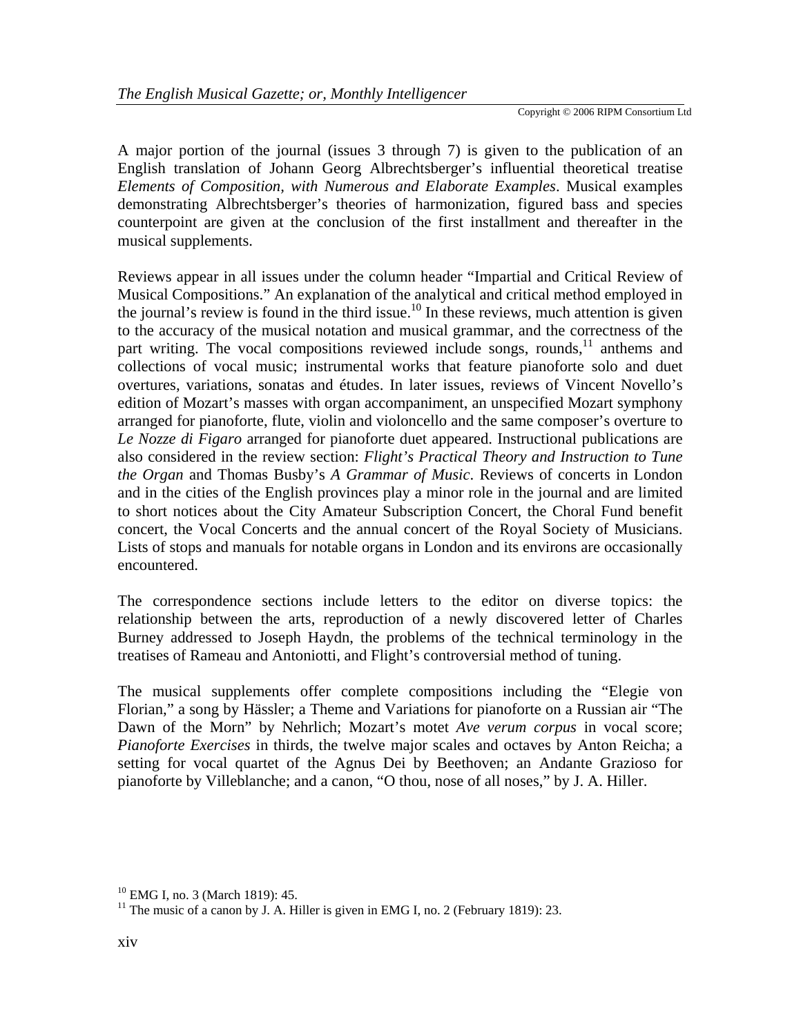A major portion of the journal (issues 3 through 7) is given to the publication of an English translation of Johann Georg Albrechtsberger's influential theoretical treatise *Elements of Composition, with Numerous and Elaborate Examples*. Musical examples demonstrating Albrechtsberger's theories of harmonization, figured bass and species counterpoint are given at the conclusion of the first installment and thereafter in the musical supplements.

Reviews appear in all issues under the column header "Impartial and Critical Review of Musical Compositions." An explanation of the analytical and critical method employed in the journal's review is found in the third issue.[10] In these reviews, much attention is given to the accuracy of the musical notation and musical grammar, and the correctness of the part writing. The vocal compositions reviewed include songs, rounds,[11] anthems and collections of vocal music; instrumental works that feature pianoforte solo and duet overtures, variations, sonatas and études. In later issues, reviews of Vincent Novello's edition of Mozart's masses with organ accompaniment, an unspecified Mozart symphony arranged for pianoforte, flute, violin and violoncello and the same composer's overture to *Le Nozze di Figaro* arranged for pianoforte duet appeared. Instructional publications are also considered in the review section: *Flight's Practical Theory and Instruction to Tune the Organ* and Thomas Busby's *A Grammar of Music*. Reviews of concerts in London and in the cities of the English provinces play a minor role in the journal and are limited to short notices about the City Amateur Subscription Concert, the Choral Fund benefit concert, the Vocal Concerts and the annual concert of the Royal Society of Musicians. Lists of stops and manuals for notable organs in London and its environs are occasionally encountered.

The correspondence sections include letters to the editor on diverse topics: the relationship between the arts, reproduction of a newly discovered letter of Charles Burney addressed to Joseph Haydn, the problems of the technical terminology in the treatises of Rameau and Antoniotti, and Flight's controversial method of tuning.

The musical supplements offer complete compositions including the "Elegie von Florian," a song by Hässler; a Theme and Variations for pianoforte on a Russian air "The Dawn of the Morn" by Nehrlich; Mozart's motet *Ave verum corpus* in vocal score; *Pianoforte Exercises* in thirds, the twelve major scales and octaves by Anton Reicha; a setting for vocal quartet of the Agnus Dei by Beethoven; an Andante Grazioso for pianoforte by Villeblanche; and a canon, "O thou, nose of all noses," by J. A. Hiller.

---

[10] EMG I, no. 3 (March 1819): 45.

[11] The music of a canon by J. A. Hiller is given in EMG I, no. 2 (February 1819): 23.